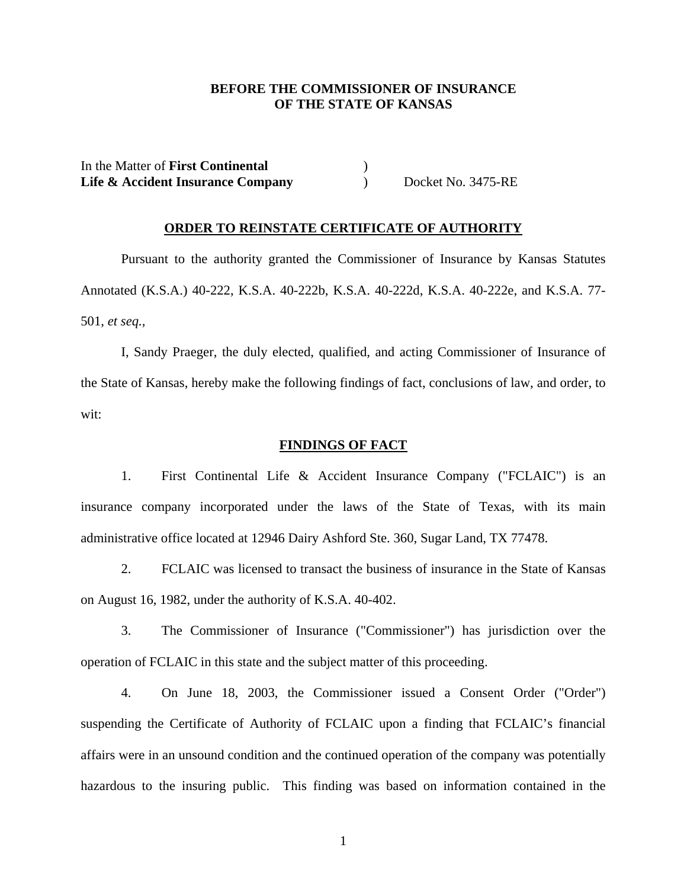**BEFORE THE COMMISSIONER OF INSURANCE**
**OF THE STATE OF KANSAS**

In the Matter of **First Continental** )
**Life & Accident Insurance Company** ) Docket No. 3475-RE

## ORDER TO REINSTATE CERTIFICATE OF AUTHORITY

Pursuant to the authority granted the Commissioner of Insurance by Kansas Statutes Annotated (K.S.A.) 40-222, K.S.A. 40-222b, K.S.A. 40-222d, K.S.A. 40-222e, and K.S.A. 77-501, *et seq.*,

I, Sandy Praeger, the duly elected, qualified, and acting Commissioner of Insurance of the State of Kansas, hereby make the following findings of fact, conclusions of law, and order, to wit:

## FINDINGS OF FACT

1. First Continental Life & Accident Insurance Company ("FCLAIC") is an insurance company incorporated under the laws of the State of Texas, with its main administrative office located at 12946 Dairy Ashford Ste. 360, Sugar Land, TX 77478.

2. FCLAIC was licensed to transact the business of insurance in the State of Kansas on August 16, 1982, under the authority of K.S.A. 40-402.

3. The Commissioner of Insurance ("Commissioner") has jurisdiction over the operation of FCLAIC in this state and the subject matter of this proceeding.

4. On June 18, 2003, the Commissioner issued a Consent Order ("Order") suspending the Certificate of Authority of FCLAIC upon a finding that FCLAIC's financial affairs were in an unsound condition and the continued operation of the company was potentially hazardous to the insuring public. This finding was based on information contained in the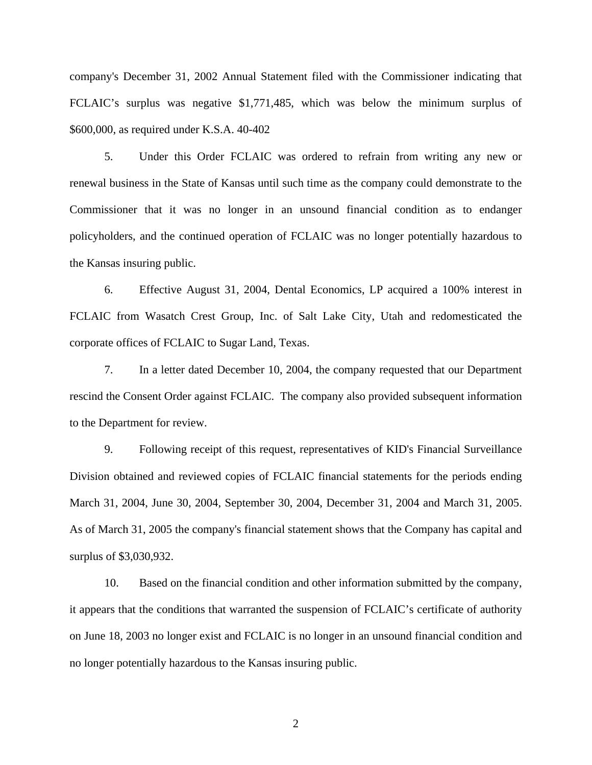company's December 31, 2002 Annual Statement filed with the Commissioner indicating that FCLAIC's surplus was negative $1,771,485, which was below the minimum surplus of $600,000, as required under K.S.A. 40-402

5. Under this Order FCLAIC was ordered to refrain from writing any new or renewal business in the State of Kansas until such time as the company could demonstrate to the Commissioner that it was no longer in an unsound financial condition as to endanger policyholders, and the continued operation of FCLAIC was no longer potentially hazardous to the Kansas insuring public.

6. Effective August 31, 2004, Dental Economics, LP acquired a 100% interest in FCLAIC from Wasatch Crest Group, Inc. of Salt Lake City, Utah and redomesticated the corporate offices of FCLAIC to Sugar Land, Texas.

7. In a letter dated December 10, 2004, the company requested that our Department rescind the Consent Order against FCLAIC. The company also provided subsequent information to the Department for review.

9. Following receipt of this request, representatives of KID's Financial Surveillance Division obtained and reviewed copies of FCLAIC financial statements for the periods ending March 31, 2004, June 30, 2004, September 30, 2004, December 31, 2004 and March 31, 2005. As of March 31, 2005 the company's financial statement shows that the Company has capital and surplus of $3,030,932.

10. Based on the financial condition and other information submitted by the company, it appears that the conditions that warranted the suspension of FCLAIC's certificate of authority on June 18, 2003 no longer exist and FCLAIC is no longer in an unsound financial condition and no longer potentially hazardous to the Kansas insuring public.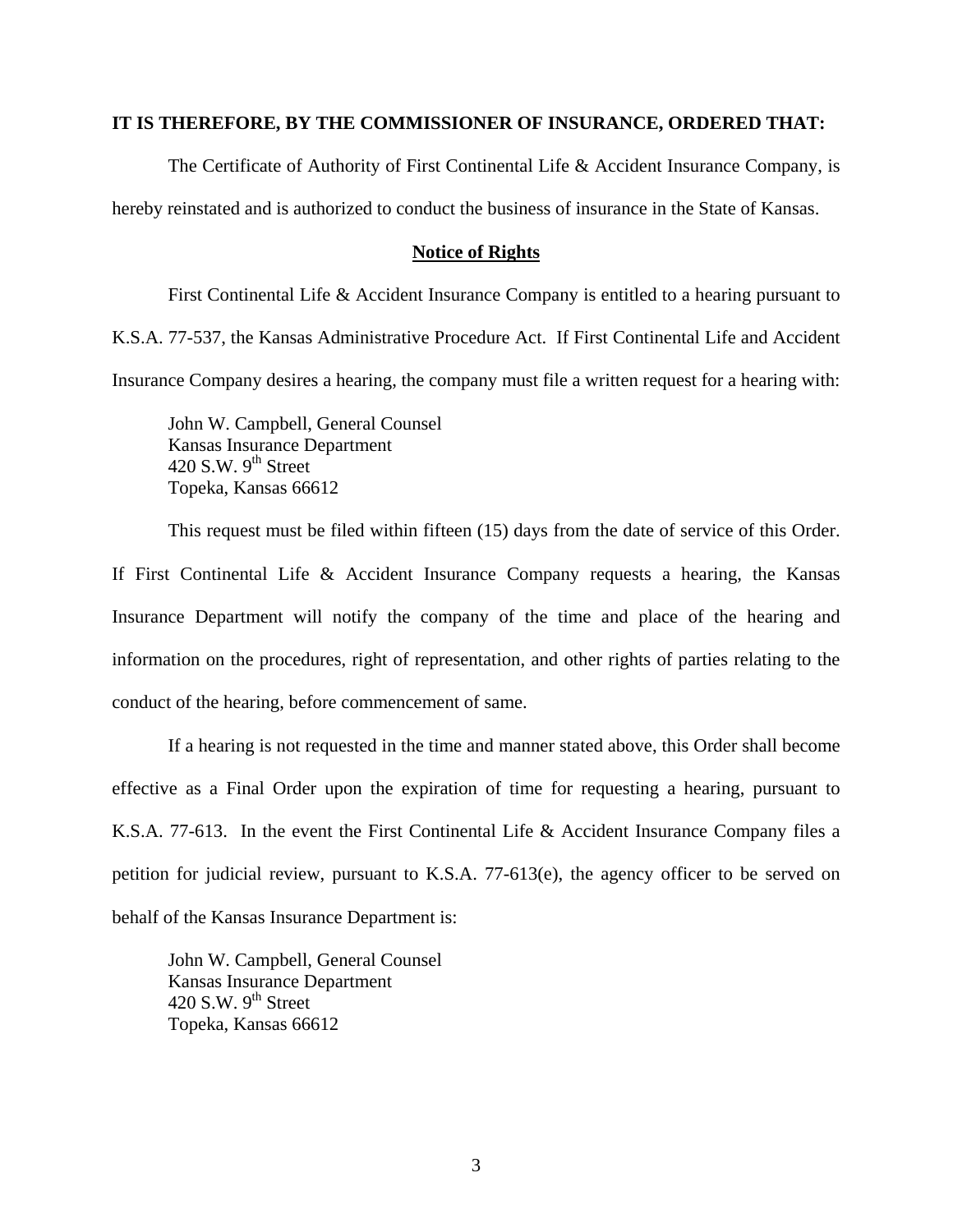**IT IS THEREFORE, BY THE COMMISSIONER OF INSURANCE, ORDERED THAT:**

The Certificate of Authority of First Continental Life & Accident Insurance Company, is hereby reinstated and is authorized to conduct the business of insurance in the State of Kansas.

**Notice of Rights**

First Continental Life & Accident Insurance Company is entitled to a hearing pursuant to K.S.A. 77-537, the Kansas Administrative Procedure Act. If First Continental Life and Accident Insurance Company desires a hearing, the company must file a written request for a hearing with:

John W. Campbell, General Counsel
Kansas Insurance Department
420 S.W. 9th Street
Topeka, Kansas 66612

This request must be filed within fifteen (15) days from the date of service of this Order. If First Continental Life & Accident Insurance Company requests a hearing, the Kansas Insurance Department will notify the company of the time and place of the hearing and information on the procedures, right of representation, and other rights of parties relating to the conduct of the hearing, before commencement of same.

If a hearing is not requested in the time and manner stated above, this Order shall become effective as a Final Order upon the expiration of time for requesting a hearing, pursuant to K.S.A. 77-613. In the event the First Continental Life & Accident Insurance Company files a petition for judicial review, pursuant to K.S.A. 77-613(e), the agency officer to be served on behalf of the Kansas Insurance Department is:

John W. Campbell, General Counsel
Kansas Insurance Department
420 S.W. 9th Street
Topeka, Kansas 66612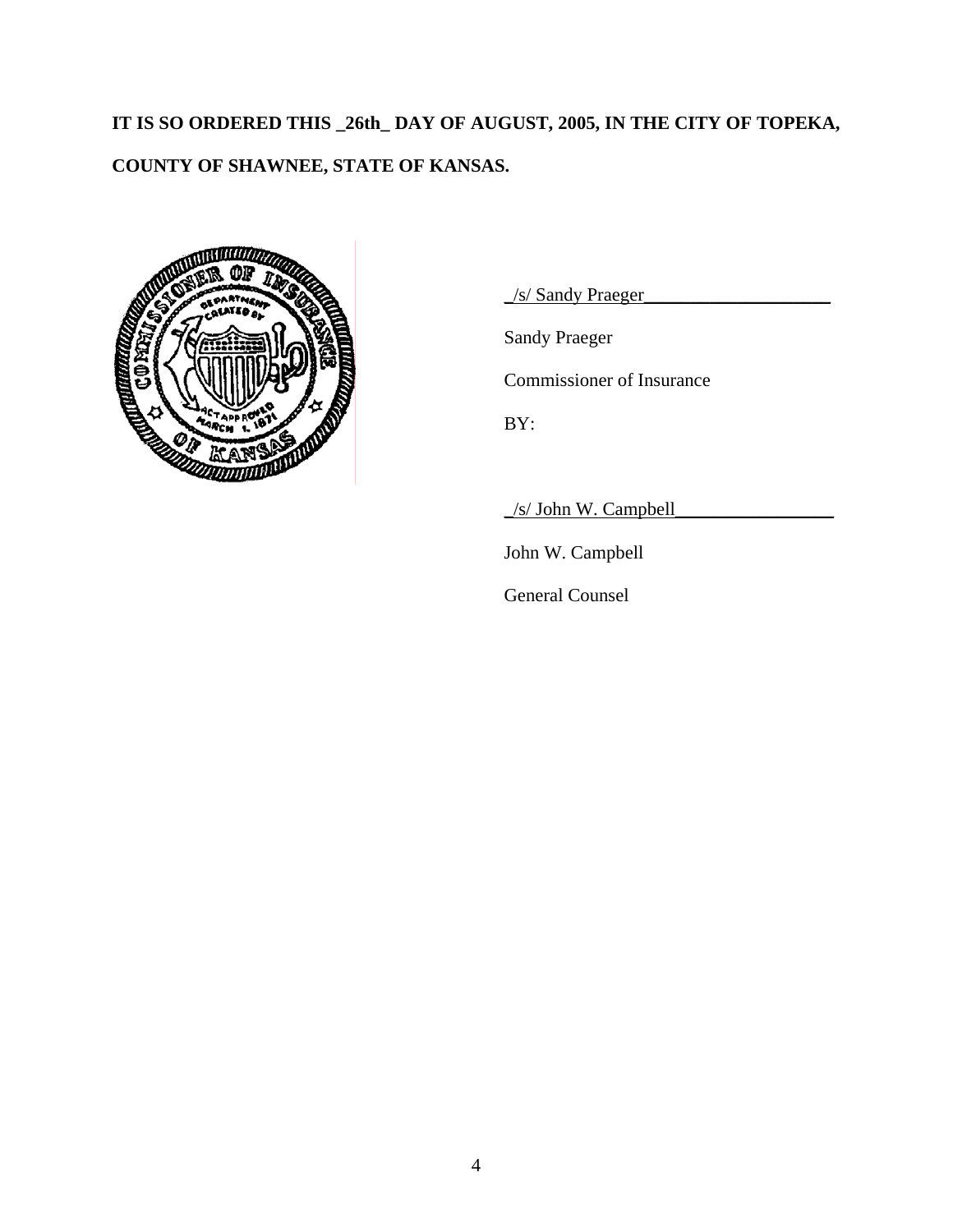**IT IS SO ORDERED THIS _26th_ DAY OF AUGUST, 2005, IN THE CITY OF TOPEKA, COUNTY OF SHAWNEE, STATE OF KANSAS.**

_/s/ Sandy Praeger____________________

Sandy Praeger

Commissioner of Insurance

BY:

_/s/ John W. Campbell_________________

John W. Campbell

General Counsel